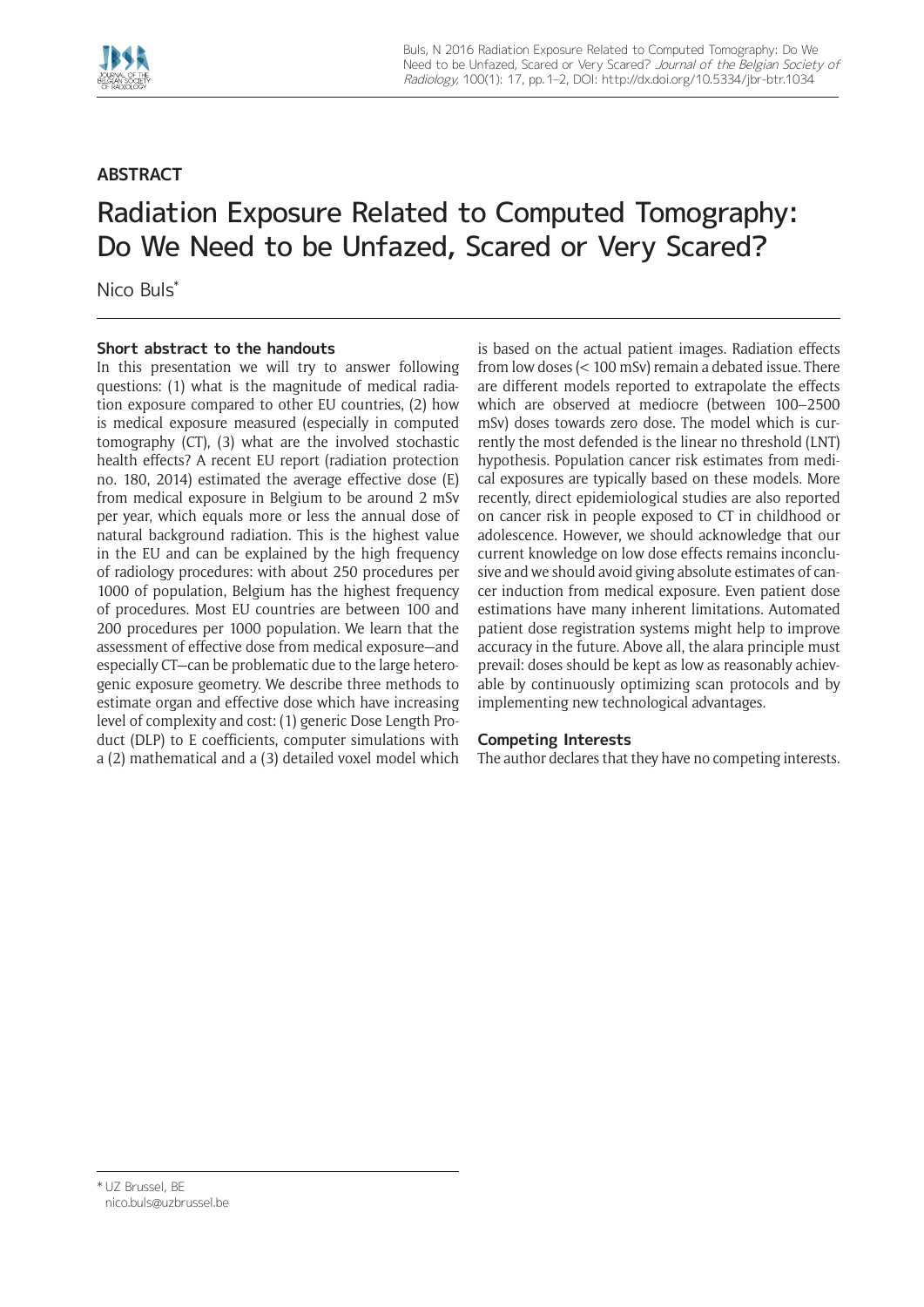ABSTRACT

# Radiation Exposure Related to Computed Tomography: Do We Need to be Unfazed, Scared or Very Scared?

Nico Buls[*]

### Short abstract to the handouts

In this presentation we will try to answer following questions: (1) what is the magnitude of medical radiation exposure compared to other EU countries, (2) how is medical exposure measured (especially in computed tomography (CT), (3) what are the involved stochastic health effects? A recent EU report (radiation protection no. 180, 2014) estimated the average effective dose (E) from medical exposure in Belgium to be around 2 mSv per year, which equals more or less the annual dose of natural background radiation. This is the highest value in the EU and can be explained by the high frequency of radiology procedures: with about 250 procedures per 1000 of population, Belgium has the highest frequency of procedures. Most EU countries are between 100 and 200 procedures per 1000 population. We learn that the assessment of effective dose from medical exposure—and especially CT—can be problematic due to the large heterogenic exposure geometry. We describe three methods to estimate organ and effective dose which have increasing level of complexity and cost: (1) generic Dose Length Product (DLP) to E coefficients, computer simulations with a (2) mathematical and a (3) detailed voxel model which is based on the actual patient images. Radiation effects from low doses (< 100 mSv) remain a debated issue. There are different models reported to extrapolate the effects which are observed at mediocre (between 100–2500 mSv) doses towards zero dose. The model which is currently the most defended is the linear no threshold (LNT) hypothesis. Population cancer risk estimates from medical exposures are typically based on these models. More recently, direct epidemiological studies are also reported on cancer risk in people exposed to CT in childhood or adolescence. However, we should acknowledge that our current knowledge on low dose effects remains inconclusive and we should avoid giving absolute estimates of cancer induction from medical exposure. Even patient dose estimations have many inherent limitations. Automated patient dose registration systems might help to improve accuracy in the future. Above all, the alara principle must prevail: doses should be kept as low as reasonably achievable by continuously optimizing scan protocols and by implementing new technological advantages.

### Competing Interests

The author declares that they have no competing interests.

[*] UZ Brussel, BE
nico.buls@uzbrussel.be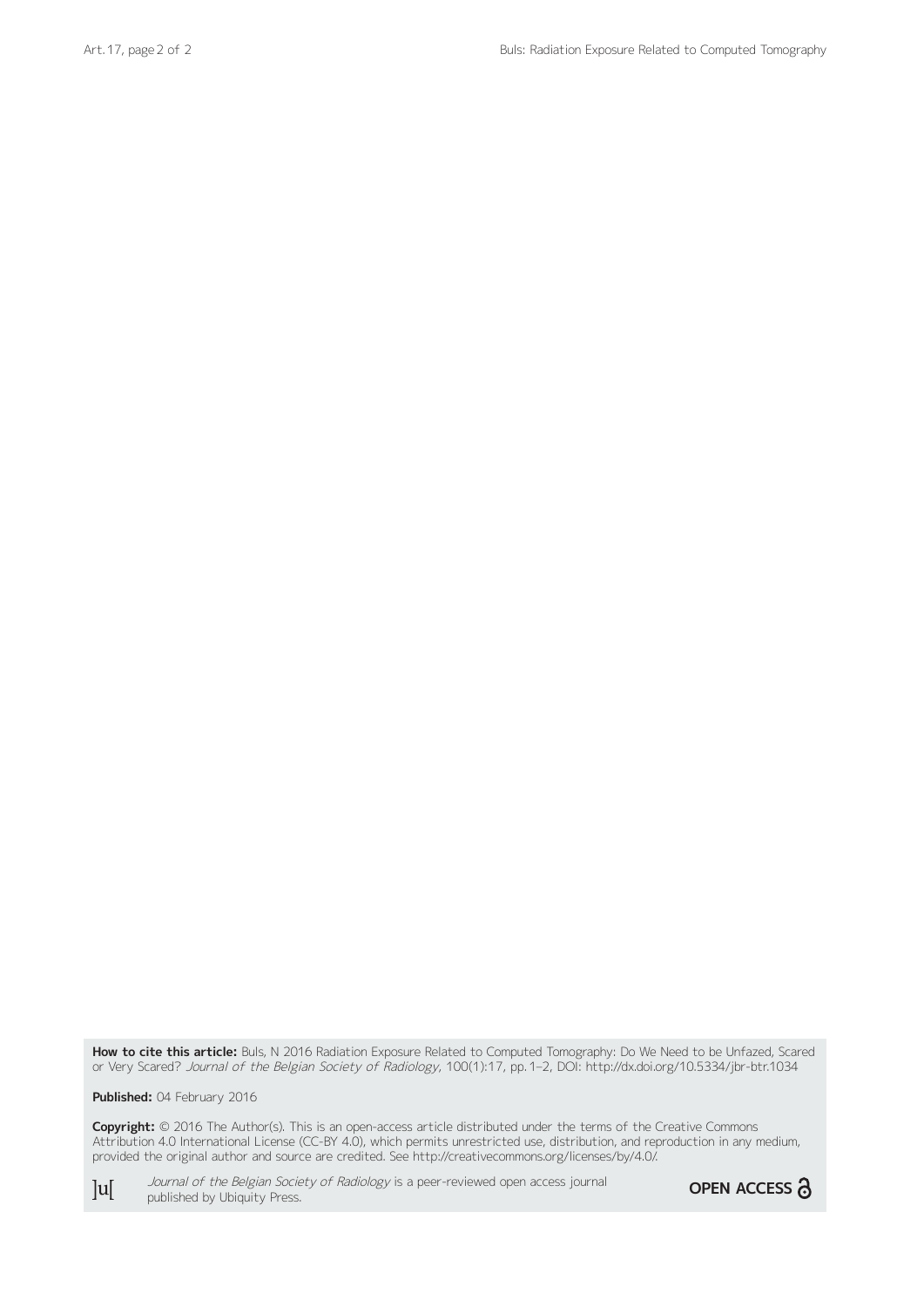**How to cite this article:** Buls, N 2016 Radiation Exposure Related to Computed Tomography: Do We Need to be Unfazed, Scared or Very Scared? *Journal of the Belgian Society of Radiology*, 100(1):17, pp. 1–2, DOI: http://dx.doi.org/10.5334/jbr-btr.1034

**Published:** 04 February 2016

**Copyright:** © 2016 The Author(s). This is an open-access article distributed under the terms of the Creative Commons Attribution 4.0 International License (CC-BY 4.0), which permits unrestricted use, distribution, and reproduction in any medium, provided the original author and source are credited. See http://creativecommons.org/licenses/by/4.0/.

*Journal of the Belgian Society of Radiology* is a peer-reviewed open access journal published by Ubiquity Press.

**OPEN ACCESS**